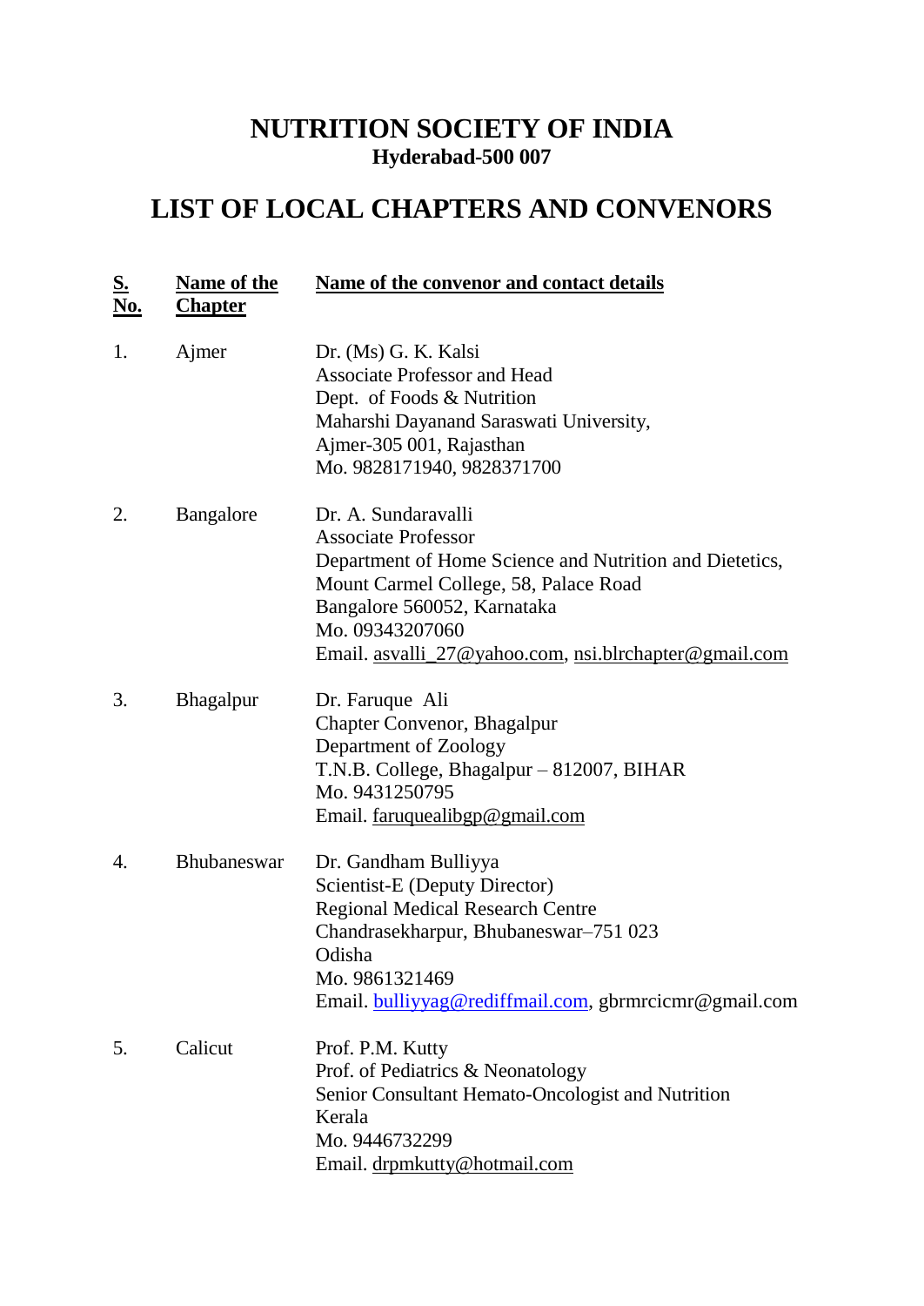# NUTRITION SOCIETY OF INDIA

**Hyderabad-500 007**

## LIST OF LOCAL CHAPTERS AND CONVENORS

| S. No. | Name of the Chapter | Name of the convenor and contact details |
|---|---|---|
| 1. | Ajmer | Dr. (Ms) G. K. Kalsi<br>Associate Professor and Head<br>Dept. of Foods & Nutrition<br>Maharshi Dayanand Saraswati University,<br>Ajmer-305 001, Rajasthan<br>Mo. 9828171940, 9828371700 |
| 2. | Bangalore | Dr. A. Sundaravalli<br>Associate Professor<br>Department of Home Science and Nutrition and Dietetics,<br>Mount Carmel College, 58, Palace Road<br>Bangalore 560052, Karnataka<br>Mo. 09343207060<br>Email. asvalli_27@yahoo.com, nsi.blrchapter@gmail.com |
| 3. | Bhagalpur | Dr. Faruque Ali<br>Chapter Convenor, Bhagalpur<br>Department of Zoology<br>T.N.B. College, Bhagalpur – 812007, BIHAR<br>Mo. 9431250795<br>Email. faruquealibgp@gmail.com |
| 4. | Bhubaneswar | Dr. Gandham Bulliyya<br>Scientist-E (Deputy Director)<br>Regional Medical Research Centre<br>Chandrasekharpur, Bhubaneswar–751 023<br>Odisha<br>Mo. 9861321469<br>Email. bulliyyag@rediffmail.com, gbrmrcicmr@gmail.com |
| 5. | Calicut | Prof. P.M. Kutty<br>Prof. of Pediatrics & Neonatology<br>Senior Consultant Hemato-Oncologist and Nutrition<br>Kerala<br>Mo. 9446732299<br>Email. drpmkutty@hotmail.com |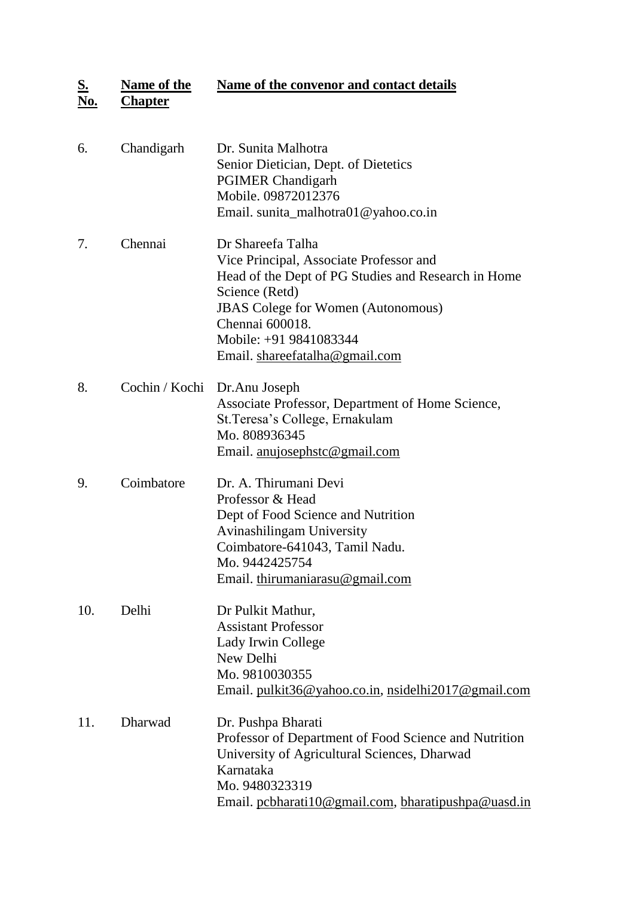| S. No. | Name of the Chapter | Name of the convenor and contact details |
|---|---|---|
| 6. | Chandigarh | Dr. Sunita Malhotra<br>Senior Dietician, Dept. of Dietetics<br>PGIMER Chandigarh<br>Mobile. 09872012376<br>Email. sunita_malhotra01@yahoo.co.in |
| 7. | Chennai | Dr Shareefa Talha<br>Vice Principal, Associate Professor and<br>Head of the Dept of PG Studies and Research in Home Science (Retd)<br>JBAS Colege for Women (Autonomous)<br>Chennai 600018.<br>Mobile: +91 9841083344<br>Email. shareefatalha@gmail.com |
| 8. | Cochin / Kochi | Dr.Anu Joseph<br>Associate Professor, Department of Home Science,<br>St.Teresa's College, Ernakulam<br>Mo. 808936345<br>Email. anujosephstc@gmail.com |
| 9. | Coimbatore | Dr. A. Thirumani Devi<br>Professor & Head<br>Dept of Food Science and Nutrition<br>Avinashilingam University<br>Coimbatore-641043, Tamil Nadu.<br>Mo. 9442425754<br>Email. thirumaniarasu@gmail.com |
| 10. | Delhi | Dr Pulkit Mathur,<br>Assistant Professor<br>Lady Irwin College<br>New Delhi<br>Mo. 9810030355<br>Email. pulkit36@yahoo.co.in, nsidelhi2017@gmail.com |
| 11. | Dharwad | Dr. Pushpa Bharati<br>Professor of Department of Food Science and Nutrition<br>University of Agricultural Sciences, Dharwad<br>Karnataka<br>Mo. 9480323319<br>Email. pcbharati10@gmail.com, bharatipushpa@uasd.in |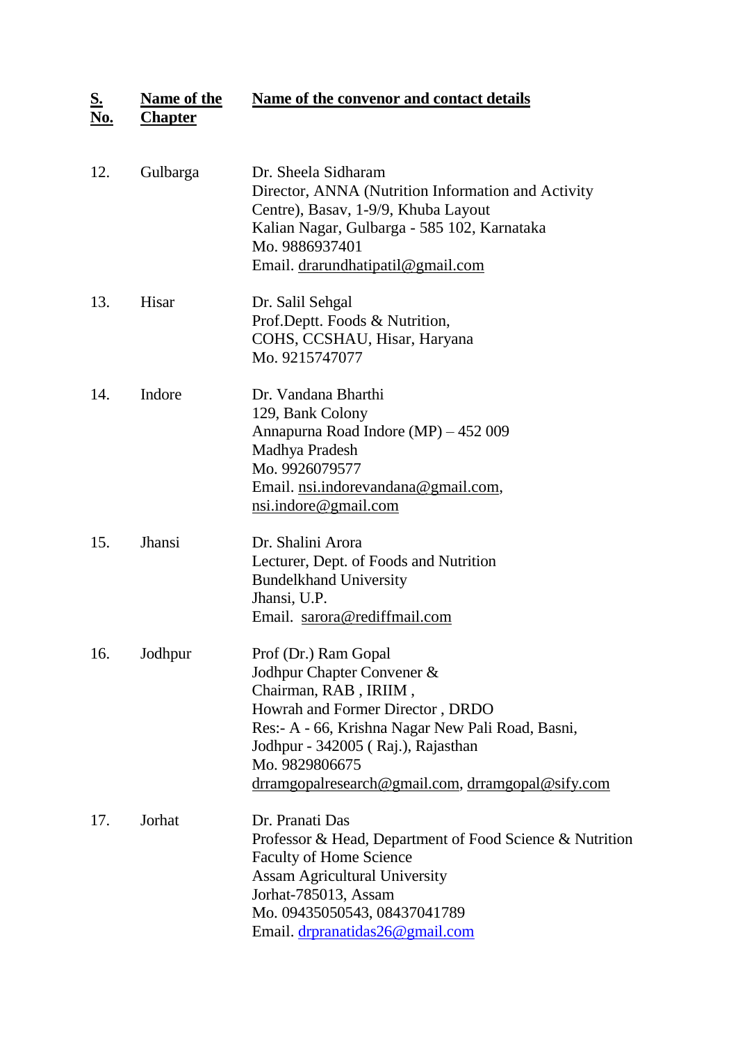| S. No. | Name of the Chapter | Name of the convenor and contact details |
|---|---|---|
| 12. | Gulbarga | Dr. Sheela Sidharam<br>Director, ANNA (Nutrition Information and Activity Centre), Basav, 1-9/9, Khuba Layout<br>Kalian Nagar, Gulbarga - 585 102, Karnataka<br>Mo. 9886937401<br>Email. drarundhatipatil@gmail.com |
| 13. | Hisar | Dr. Salil Sehgal<br>Prof.Deptt. Foods & Nutrition,<br>COHS, CCSHAU, Hisar, Haryana<br>Mo. 9215747077 |
| 14. | Indore | Dr. Vandana Bharthi<br>129, Bank Colony<br>Annapurna Road Indore (MP) – 452 009<br>Madhya Pradesh<br>Mo. 9926079577<br>Email. nsi.indorevandana@gmail.com, nsi.indore@gmail.com |
| 15. | Jhansi | Dr. Shalini Arora<br>Lecturer, Dept. of Foods and Nutrition<br>Bundelkhand University<br>Jhansi, U.P.<br>Email. sarora@rediffmail.com |
| 16. | Jodhpur | Prof (Dr.) Ram Gopal<br>Jodhpur Chapter Convener &<br>Chairman, RAB , IRIIM ,<br>Howrah and Former Director , DRDO<br>Res:- A - 66, Krishna Nagar New Pali Road, Basni,<br>Jodhpur - 342005 ( Raj.), Rajasthan<br>Mo. 9829806675<br>drramgopalresearch@gmail.com, drramgopal@sify.com |
| 17. | Jorhat | Dr. Pranati Das<br>Professor & Head, Department of Food Science & Nutrition<br>Faculty of Home Science<br>Assam Agricultural University<br>Jorhat-785013, Assam<br>Mo. 09435050543, 08437041789<br>Email. drpranatidas26@gmail.com |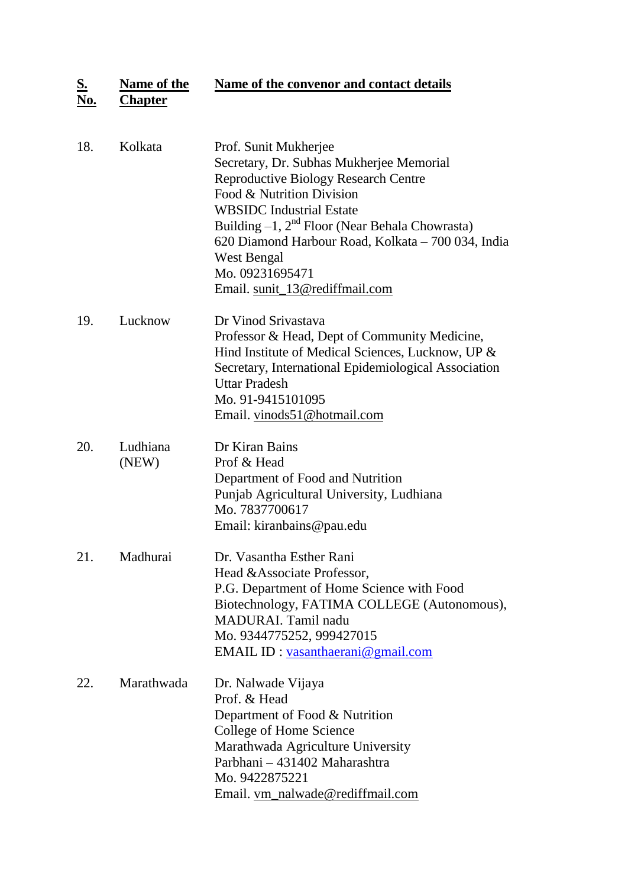| S. No. | Name of the Chapter | Name of the convenor and contact details |
|---|---|---|
| 18. | Kolkata | Prof. Sunit Mukherjee<br>Secretary, Dr. Subhas Mukherjee Memorial Reproductive Biology Research Centre<br>Food & Nutrition Division<br>WBSIDC Industrial Estate<br>Building –1, 2nd Floor (Near Behala Chowrasta)<br>620 Diamond Harbour Road, Kolkata – 700 034, India<br>West Bengal<br>Mo. 09231695471<br>Email. sunit_13@rediffmail.com |
| 19. | Lucknow | Dr Vinod Srivastava<br>Professor & Head, Dept of Community Medicine, Hind Institute of Medical Sciences, Lucknow, UP & Secretary, International Epidemiological Association<br>Uttar Pradesh<br>Mo. 91-9415101095<br>Email. vinods51@hotmail.com |
| 20. | Ludhiana (NEW) | Dr Kiran Bains<br>Prof & Head<br>Department of Food and Nutrition<br>Punjab Agricultural University, Ludhiana<br>Mo. 7837700617<br>Email: kiranbains@pau.edu |
| 21. | Madhurai | Dr. Vasantha Esther Rani<br>Head &Associate Professor,<br>P.G. Department of Home Science with Food Biotechnology, FATIMA COLLEGE (Autonomous), MADURAI. Tamil nadu<br>Mo. 9344775252, 999427015<br>EMAIL ID : vasanthaerani@gmail.com |
| 22. | Marathwada | Dr. Nalwade Vijaya<br>Prof. & Head<br>Department of Food & Nutrition<br>College of Home Science<br>Marathwada Agriculture University<br>Parbhani – 431402 Maharashtra<br>Mo. 9422875221<br>Email. vm_nalwade@rediffmail.com |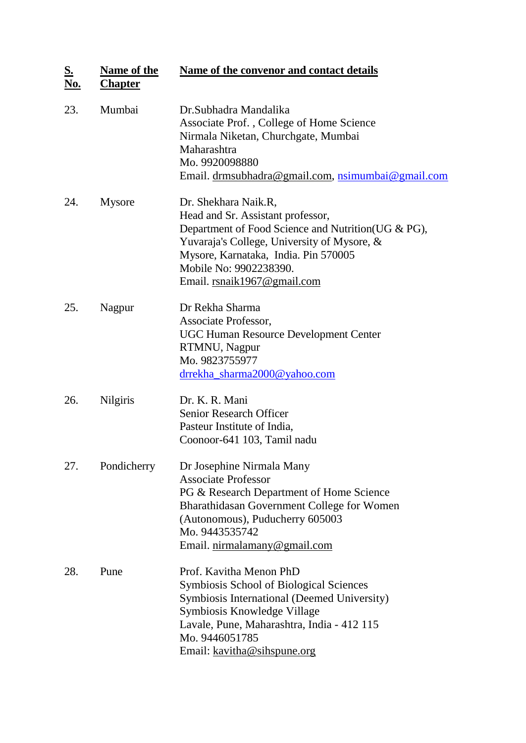| S. No. | Name of the Chapter | Name of the convenor and contact details |
|---|---|---|
| 23. | Mumbai | Dr.Subhadra Mandalika<br>Associate Prof. , College of Home Science<br>Nirmala Niketan, Churchgate, Mumbai<br>Maharashtra<br>Mo. 9920098880<br>Email. drmsubhadra@gmail.com, nsimumbai@gmail.com |
| 24. | Mysore | Dr. Shekhara Naik.R,<br>Head and Sr. Assistant professor,<br>Department of Food Science and Nutrition(UG & PG),<br>Yuvaraja's College, University of Mysore, &<br>Mysore, Karnataka, India. Pin 570005<br>Mobile No: 9902238390.<br>Email. rsnaik1967@gmail.com |
| 25. | Nagpur | Dr Rekha Sharma<br>Associate Professor,<br>UGC Human Resource Development Center<br>RTMNU, Nagpur<br>Mo. 9823755977<br>drrekha_sharma2000@yahoo.com |
| 26. | Nilgiris | Dr. K. R. Mani<br>Senior Research Officer<br>Pasteur Institute of India,<br>Coonoor-641 103, Tamil nadu |
| 27. | Pondicherry | Dr Josephine Nirmala Many<br>Associate Professor<br>PG & Research Department of Home Science<br>Bharathidasan Government College for Women<br>(Autonomous), Puducherry 605003<br>Mo. 9443535742<br>Email. nirmalamany@gmail.com |
| 28. | Pune | Prof. Kavitha Menon PhD<br>Symbiosis School of Biological Sciences<br>Symbiosis International (Deemed University)<br>Symbiosis Knowledge Village<br>Lavale, Pune, Maharashtra, India - 412 115<br>Mo. 9446051785<br>Email: kavitha@sihspune.org |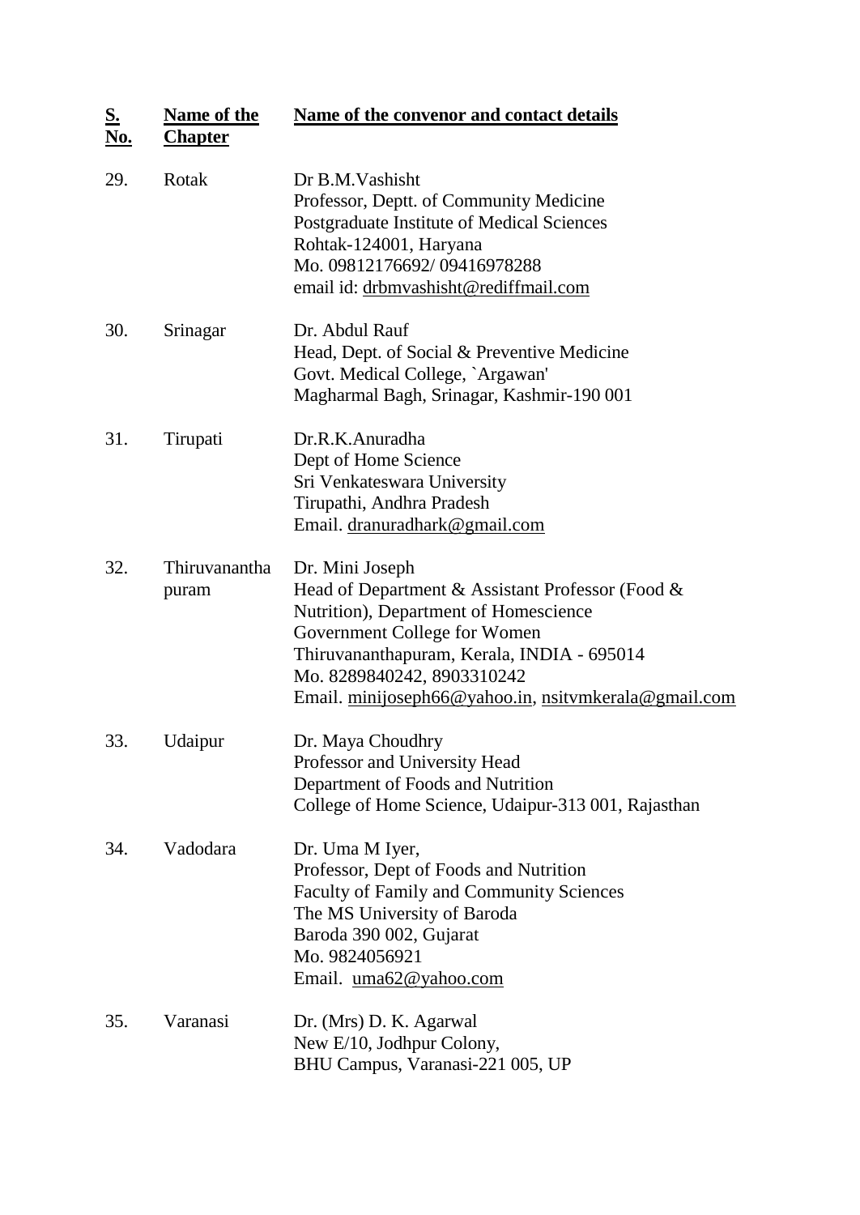| S. No. | Name of the Chapter | Name of the convenor and contact details |
|---|---|---|
| 29. | Rotak | Dr B.M.Vashisht<br>Professor, Deptt. of Community Medicine<br>Postgraduate Institute of Medical Sciences<br>Rohtak-124001, Haryana<br>Mo. 09812176692/ 09416978288<br>email id: drbmvashisht@rediffmail.com |
| 30. | Srinagar | Dr. Abdul Rauf<br>Head, Dept. of Social & Preventive Medicine<br>Govt. Medical College, `Argawan'<br>Magharmal Bagh, Srinagar, Kashmir-190 001 |
| 31. | Tirupati | Dr.R.K.Anuradha<br>Dept of Home Science<br>Sri Venkateswara University<br>Tirupathi, Andhra Pradesh<br>Email. dranuradhark@gmail.com |
| 32. | Thiruvananthapuram | Dr. Mini Joseph<br>Head of Department & Assistant Professor (Food & Nutrition), Department of Homescience<br>Government College for Women<br>Thiruvananthapuram, Kerala, INDIA - 695014<br>Mo. 8289840242, 8903310242<br>Email. minijoseph66@yahoo.in, nsitvmkerala@gmail.com |
| 33. | Udaipur | Dr. Maya Choudhry<br>Professor and University Head<br>Department of Foods and Nutrition<br>College of Home Science, Udaipur-313 001, Rajasthan |
| 34. | Vadodara | Dr. Uma M Iyer,<br>Professor, Dept of Foods and Nutrition<br>Faculty of Family and Community Sciences<br>The MS University of Baroda<br>Baroda 390 002, Gujarat<br>Mo. 9824056921<br>Email. uma62@yahoo.com |
| 35. | Varanasi | Dr. (Mrs) D. K. Agarwal<br>New E/10, Jodhpur Colony,<br>BHU Campus, Varanasi-221 005, UP |